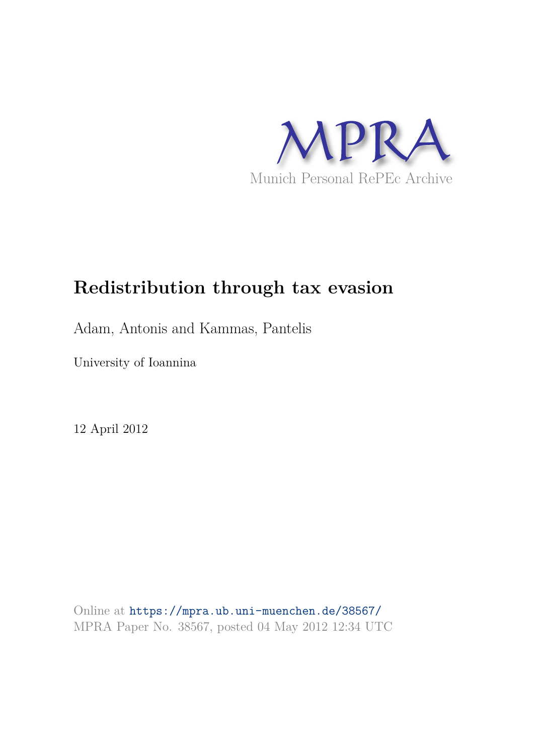MPRA

Munich Personal RePEc Archive

# Redistribution through tax evasion

Adam, Antonis and Kammas, Pantelis

University of Ioannina

12 April 2012

Online at https://mpra.ub.uni-muenchen.de/38567/
MPRA Paper No. 38567, posted 04 May 2012 12:34 UTC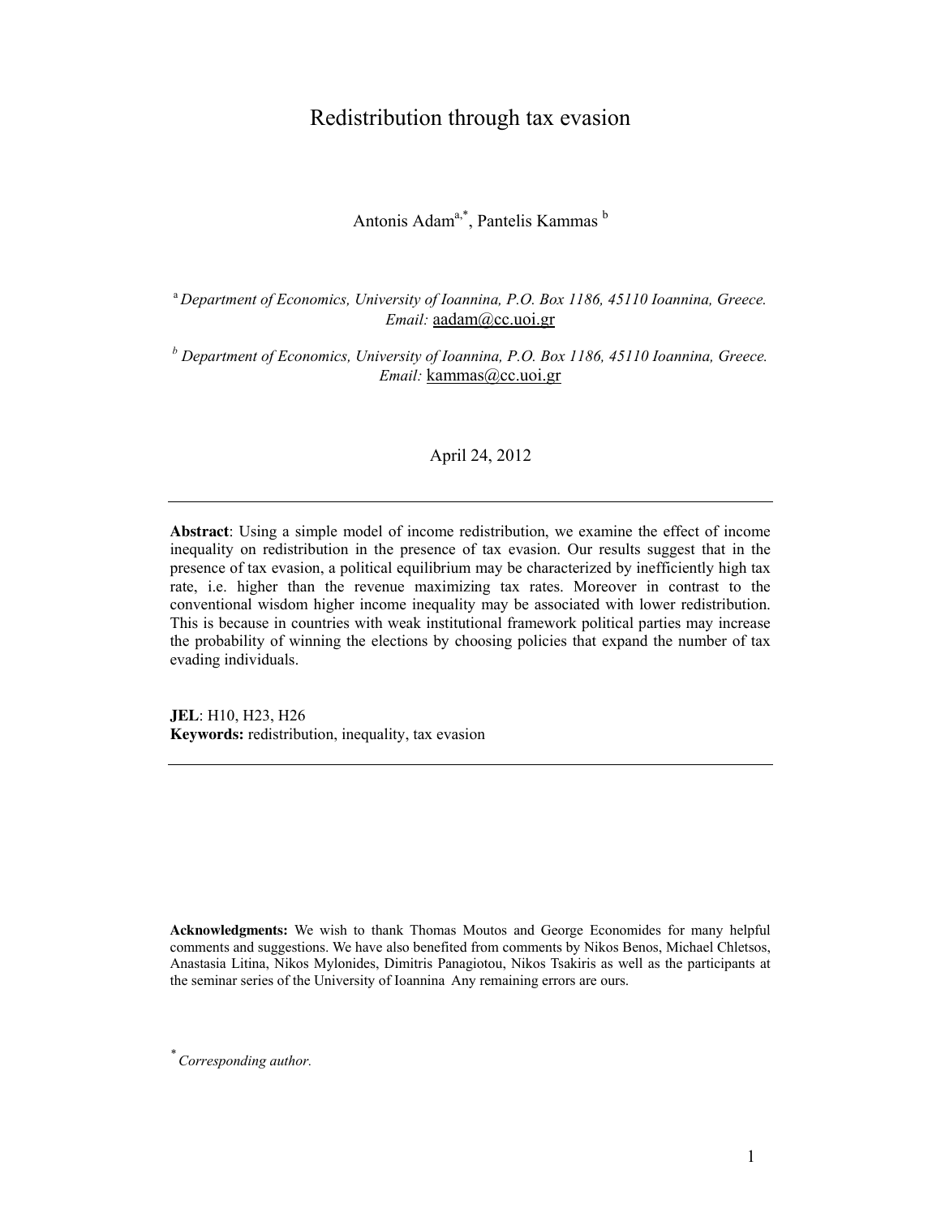# Redistribution through tax evasion

Antonis Adam[a,*], Pantelis Kammas[b]

[a] *Department of Economics, University of Ioannina, P.O. Box 1186, 45110 Ioannina, Greece. Email:* aadam@cc.uoi.gr

[b] *Department of Economics, University of Ioannina, P.O. Box 1186, 45110 Ioannina, Greece. Email:* kammas@cc.uoi.gr

April 24, 2012

---

**Abstract**: Using a simple model of income redistribution, we examine the effect of income inequality on redistribution in the presence of tax evasion. Our results suggest that in the presence of tax evasion, a political equilibrium may be characterized by inefficiently high tax rate, i.e. higher than the revenue maximizing tax rates. Moreover in contrast to the conventional wisdom higher income inequality may be associated with lower redistribution. This is because in countries with weak institutional framework political parties may increase the probability of winning the elections by choosing policies that expand the number of tax evading individuals.

**JEL**: H10, H23, H26
**Keywords:** redistribution, inequality, tax evasion

---

**Acknowledgments:** We wish to thank Thomas Moutos and George Economides for many helpful comments and suggestions. We have also benefited from comments by Nikos Benos, Michael Chletsos, Anastasia Litina, Nikos Mylonides, Dimitris Panagiotou, Nikos Tsakiris as well as the participants at the seminar series of the University of Ioannina Any remaining errors are ours.

[*] *Corresponding author.*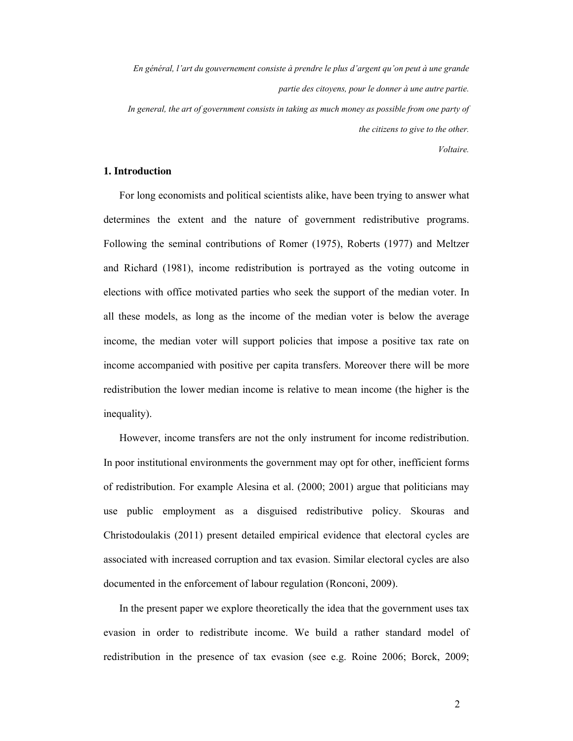*En général, l'art du gouvernement consiste à prendre le plus d'argent qu'on peut à une grande partie des citoyens, pour le donner à une autre partie.*

*In general, the art of government consists in taking as much money as possible from one party of the citizens to give to the other.*

*Voltaire.*

## 1. Introduction

For long economists and political scientists alike, have been trying to answer what determines the extent and the nature of government redistributive programs. Following the seminal contributions of Romer (1975), Roberts (1977) and Meltzer and Richard (1981), income redistribution is portrayed as the voting outcome in elections with office motivated parties who seek the support of the median voter. In all these models, as long as the income of the median voter is below the average income, the median voter will support policies that impose a positive tax rate on income accompanied with positive per capita transfers. Moreover there will be more redistribution the lower median income is relative to mean income (the higher is the inequality).

However, income transfers are not the only instrument for income redistribution. In poor institutional environments the government may opt for other, inefficient forms of redistribution. For example Alesina et al. (2000; 2001) argue that politicians may use public employment as a disguised redistributive policy. Skouras and Christodoulakis (2011) present detailed empirical evidence that electoral cycles are associated with increased corruption and tax evasion. Similar electoral cycles are also documented in the enforcement of labour regulation (Ronconi, 2009).

In the present paper we explore theoretically the idea that the government uses tax evasion in order to redistribute income. We build a rather standard model of redistribution in the presence of tax evasion (see e.g. Roine 2006; Borck, 2009;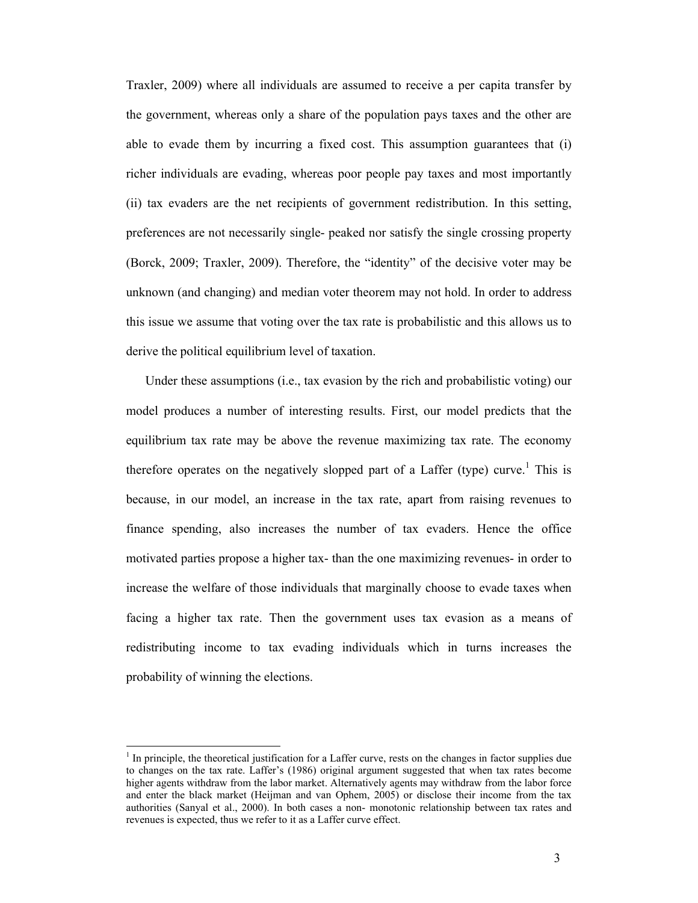Traxler, 2009) where all individuals are assumed to receive a per capita transfer by the government, whereas only a share of the population pays taxes and the other are able to evade them by incurring a fixed cost. This assumption guarantees that (i) richer individuals are evading, whereas poor people pay taxes and most importantly (ii) tax evaders are the net recipients of government redistribution. In this setting, preferences are not necessarily single- peaked nor satisfy the single crossing property (Borck, 2009; Traxler, 2009). Therefore, the "identity" of the decisive voter may be unknown (and changing) and median voter theorem may not hold. In order to address this issue we assume that voting over the tax rate is probabilistic and this allows us to derive the political equilibrium level of taxation.

Under these assumptions (i.e., tax evasion by the rich and probabilistic voting) our model produces a number of interesting results. First, our model predicts that the equilibrium tax rate may be above the revenue maximizing tax rate. The economy therefore operates on the negatively slopped part of a Laffer (type) curve.[1] This is because, in our model, an increase in the tax rate, apart from raising revenues to finance spending, also increases the number of tax evaders. Hence the office motivated parties propose a higher tax- than the one maximizing revenues- in order to increase the welfare of those individuals that marginally choose to evade taxes when facing a higher tax rate. Then the government uses tax evasion as a means of redistributing income to tax evading individuals which in turns increases the probability of winning the elections.

[1] In principle, the theoretical justification for a Laffer curve, rests on the changes in factor supplies due to changes on the tax rate. Laffer's (1986) original argument suggested that when tax rates become higher agents withdraw from the labor market. Alternatively agents may withdraw from the labor force and enter the black market (Heijman and van Ophem, 2005) or disclose their income from the tax authorities (Sanyal et al., 2000). In both cases a non- monotonic relationship between tax rates and revenues is expected, thus we refer to it as a Laffer curve effect.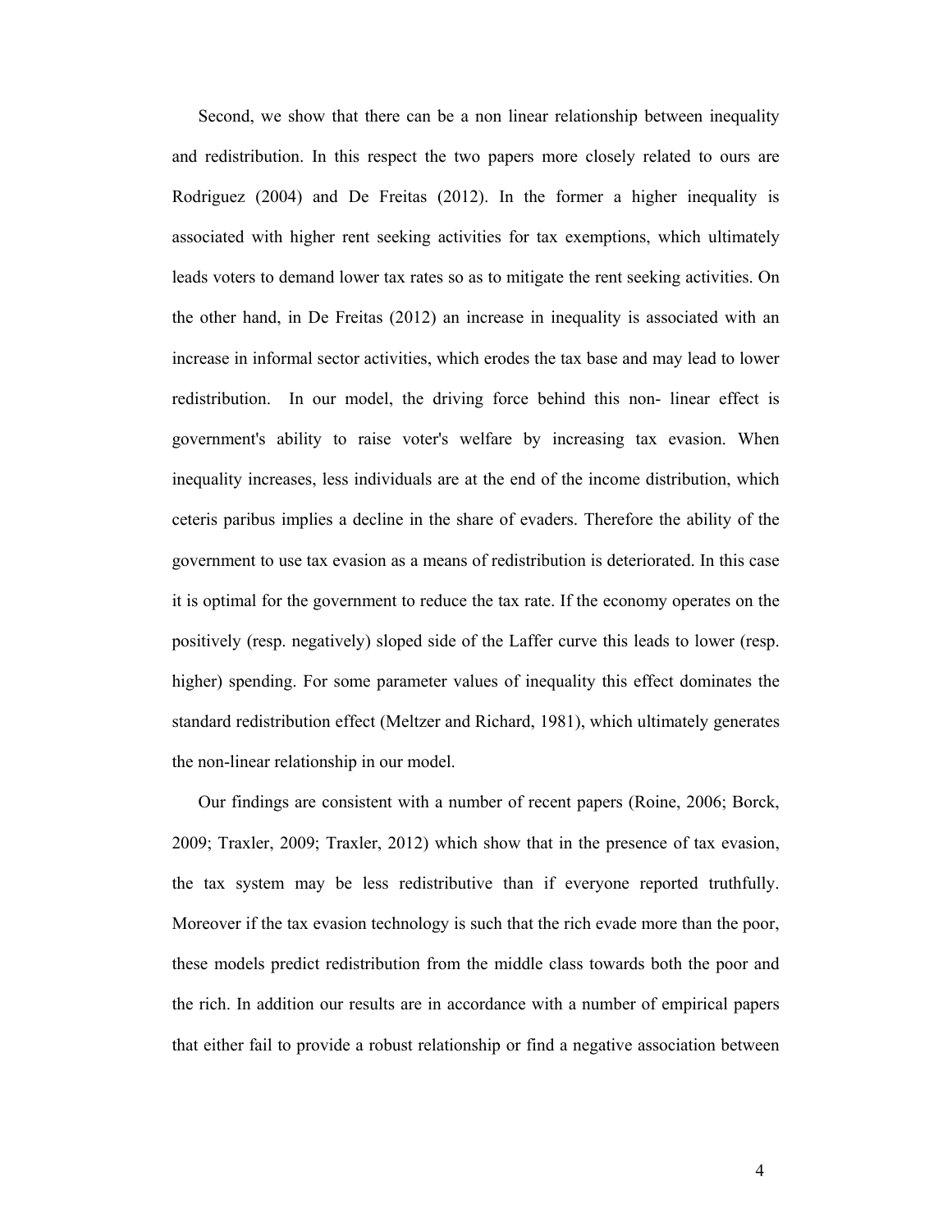Second, we show that there can be a non linear relationship between inequality and redistribution. In this respect the two papers more closely related to ours are Rodriguez (2004) and De Freitas (2012). In the former a higher inequality is associated with higher rent seeking activities for tax exemptions, which ultimately leads voters to demand lower tax rates so as to mitigate the rent seeking activities. On the other hand, in De Freitas (2012) an increase in inequality is associated with an increase in informal sector activities, which erodes the tax base and may lead to lower redistribution. In our model, the driving force behind this non- linear effect is government's ability to raise voter's welfare by increasing tax evasion. When inequality increases, less individuals are at the end of the income distribution, which ceteris paribus implies a decline in the share of evaders. Therefore the ability of the government to use tax evasion as a means of redistribution is deteriorated. In this case it is optimal for the government to reduce the tax rate. If the economy operates on the positively (resp. negatively) sloped side of the Laffer curve this leads to lower (resp. higher) spending. For some parameter values of inequality this effect dominates the standard redistribution effect (Meltzer and Richard, 1981), which ultimately generates the non-linear relationship in our model.

Our findings are consistent with a number of recent papers (Roine, 2006; Borck, 2009; Traxler, 2009; Traxler, 2012) which show that in the presence of tax evasion, the tax system may be less redistributive than if everyone reported truthfully. Moreover if the tax evasion technology is such that the rich evade more than the poor, these models predict redistribution from the middle class towards both the poor and the rich. In addition our results are in accordance with a number of empirical papers that either fail to provide a robust relationship or find a negative association between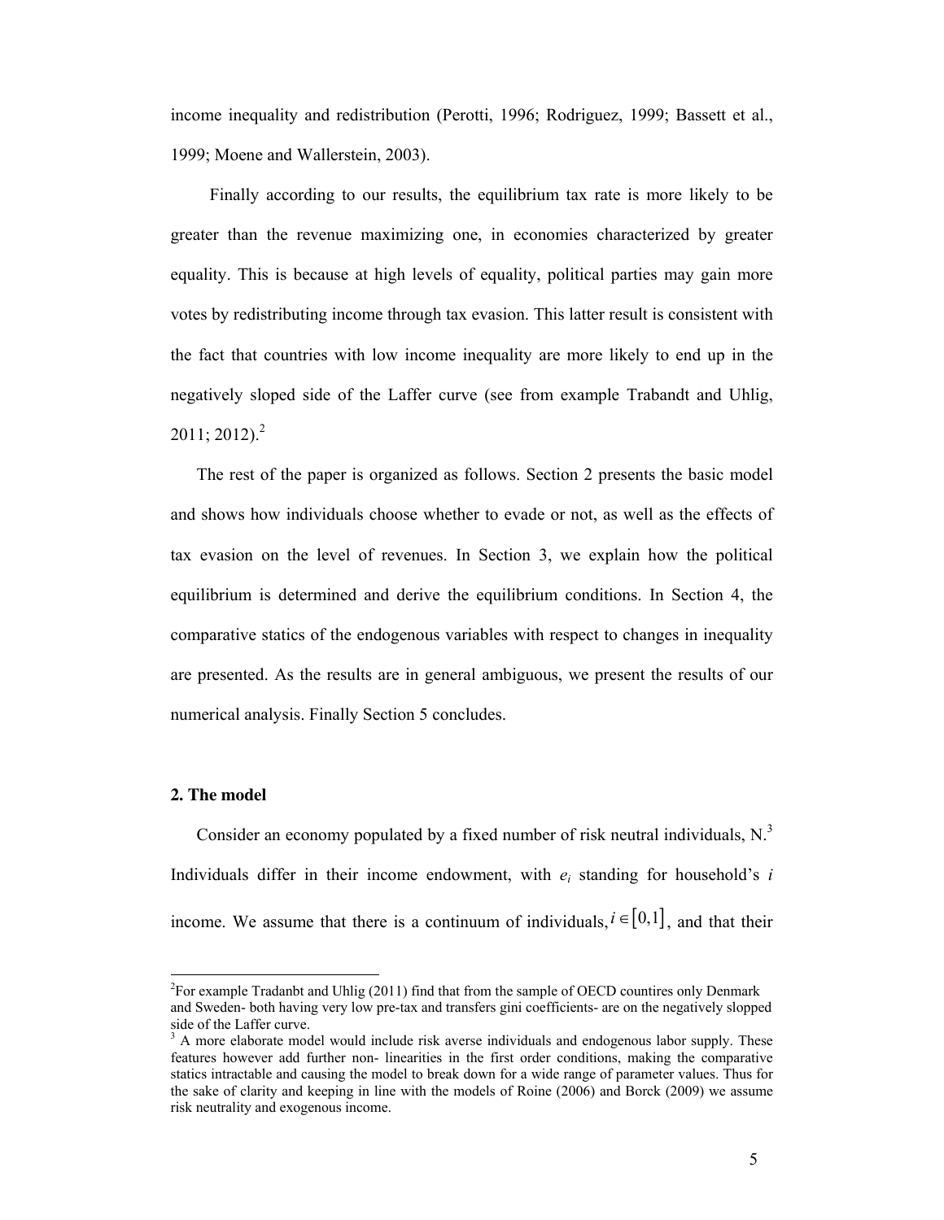income inequality and redistribution (Perotti, 1996; Rodriguez, 1999; Bassett et al., 1999; Moene and Wallerstein, 2003).

Finally according to our results, the equilibrium tax rate is more likely to be greater than the revenue maximizing one, in economies characterized by greater equality. This is because at high levels of equality, political parties may gain more votes by redistributing income through tax evasion. This latter result is consistent with the fact that countries with low income inequality are more likely to end up in the negatively sloped side of the Laffer curve (see from example Trabandt and Uhlig, 2011; 2012).[2]

The rest of the paper is organized as follows. Section 2 presents the basic model and shows how individuals choose whether to evade or not, as well as the effects of tax evasion on the level of revenues. In Section 3, we explain how the political equilibrium is determined and derive the equilibrium conditions. In Section 4, the comparative statics of the endogenous variables with respect to changes in inequality are presented. As the results are in general ambiguous, we present the results of our numerical analysis. Finally Section 5 concludes.

## 2. The model

Consider an economy populated by a fixed number of risk neutral individuals, N.[3] Individuals differ in their income endowment, with $e_i$ standing for household's $i$ income. We assume that there is a continuum of individuals, $i \in [0,1]$, and that their

---

[2] For example Tradanbt and Uhlig (2011) find that from the sample of OECD countires only Denmark and Sweden- both having very low pre-tax and transfers gini coefficients- are on the negatively slopped side of the Laffer curve.

[3] A more elaborate model would include risk averse individuals and endogenous labor supply. These features however add further non- linearities in the first order conditions, making the comparative statics intractable and causing the model to break down for a wide range of parameter values. Thus for the sake of clarity and keeping in line with the models of Roine (2006) and Borck (2009) we assume risk neutrality and exogenous income.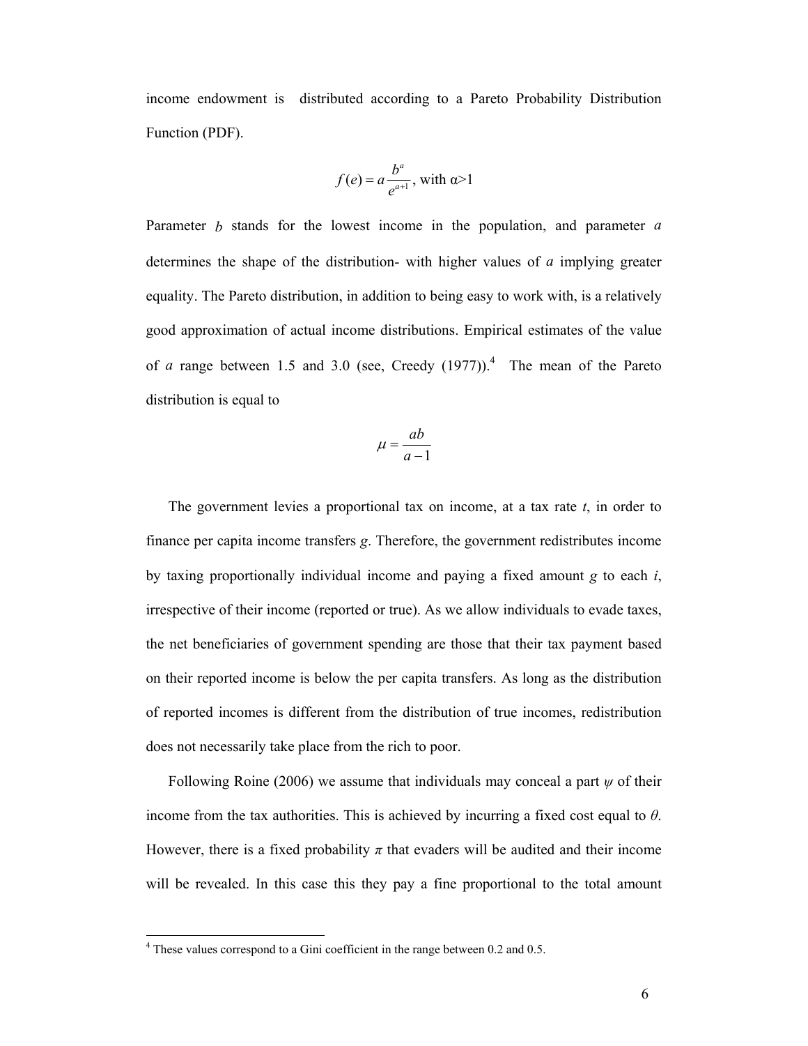income endowment is distributed according to a Pareto Probability Distribution Function (PDF).

$$f(e) = a\frac{b^a}{e^{a+1}}, \text{ with } \alpha > 1$$

Parameter $b$ stands for the lowest income in the population, and parameter $a$ determines the shape of the distribution- with higher values of $a$ implying greater equality. The Pareto distribution, in addition to being easy to work with, is a relatively good approximation of actual income distributions. Empirical estimates of the value of $a$ range between 1.5 and 3.0 (see, Creedy (1977)).[4] The mean of the Pareto distribution is equal to

$$\mu = \frac{ab}{a-1}$$

The government levies a proportional tax on income, at a tax rate $t$, in order to finance per capita income transfers $g$. Therefore, the government redistributes income by taxing proportionally individual income and paying a fixed amount $g$ to each $i$, irrespective of their income (reported or true). As we allow individuals to evade taxes, the net beneficiaries of government spending are those that their tax payment based on their reported income is below the per capita transfers. As long as the distribution of reported incomes is different from the distribution of true incomes, redistribution does not necessarily take place from the rich to poor.

Following Roine (2006) we assume that individuals may conceal a part $\psi$ of their income from the tax authorities. This is achieved by incurring a fixed cost equal to $\theta$. However, there is a fixed probability $\pi$ that evaders will be audited and their income will be revealed. In this case this they pay a fine proportional to the total amount

[4] These values correspond to a Gini coefficient in the range between 0.2 and 0.5.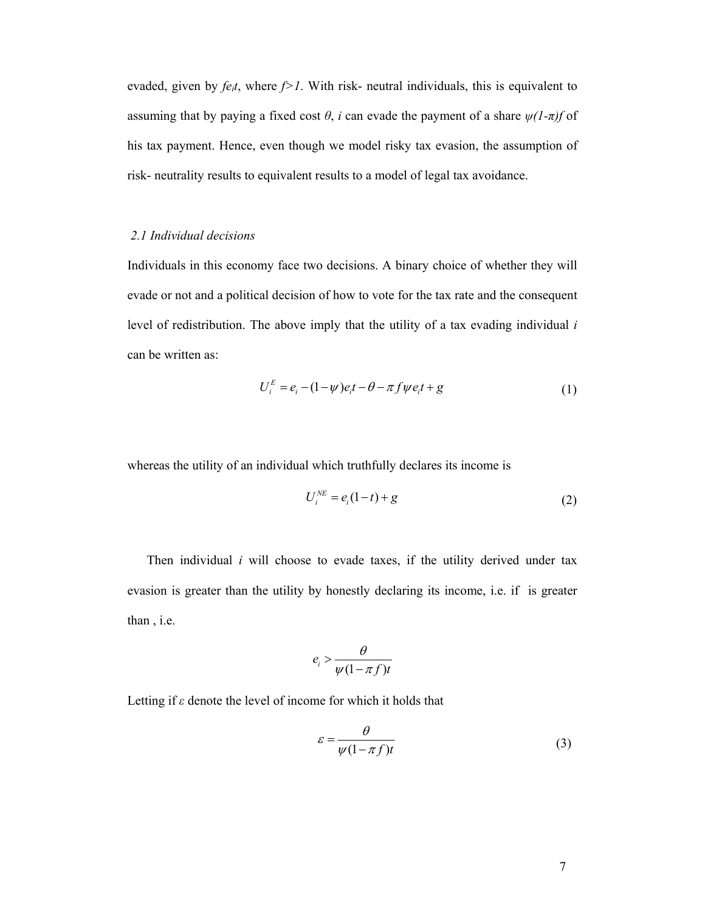evaded, given by $fe_it$, where $f>1$. With risk- neutral individuals, this is equivalent to assuming that by paying a fixed cost $\theta$, $i$ can evade the payment of a share $\psi(1-\pi)f$ of his tax payment. Hence, even though we model risky tax evasion, the assumption of risk- neutrality results to equivalent results to a model of legal tax avoidance.

### *2.1 Individual decisions*

Individuals in this economy face two decisions. A binary choice of whether they will evade or not and a political decision of how to vote for the tax rate and the consequent level of redistribution. The above imply that the utility of a tax evading individual $i$ can be written as:

$$U_i^E = e_i - (1-\psi)e_i t - \theta - \pi f \psi e_i t + g \tag{1}$$

whereas the utility of an individual which truthfully declares its income is

$$U_i^{NE} = e_i(1-t) + g \tag{2}$$

Then individual $i$ will choose to evade taxes, if the utility derived under tax evasion is greater than the utility by honestly declaring its income, i.e. if  is greater than , i.e.

$$e_i > \frac{\theta}{\psi(1-\pi f)t}$$

Letting if $\varepsilon$ denote the level of income for which it holds that

$$\varepsilon = \frac{\theta}{\psi(1-\pi f)t} \tag{3}$$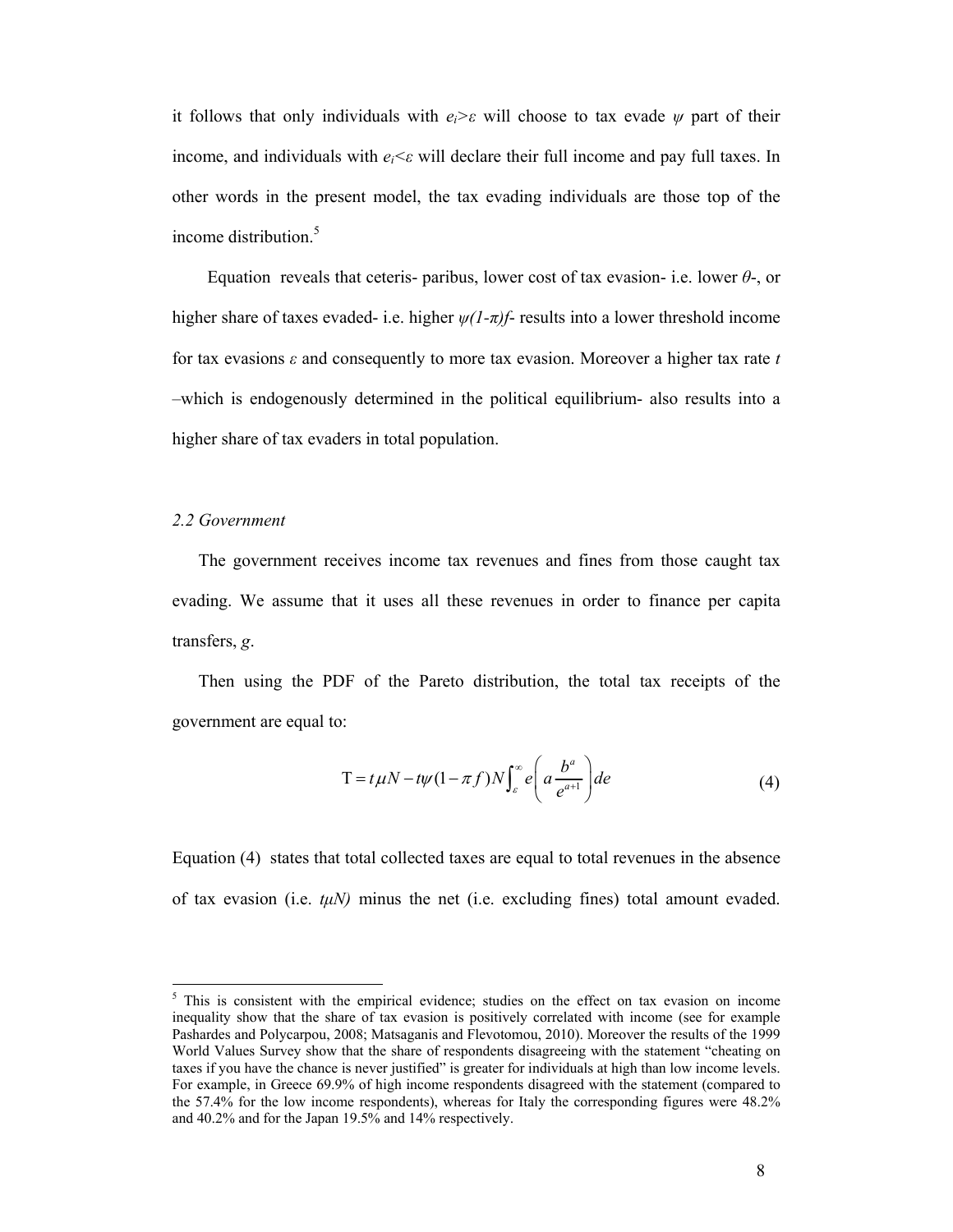it follows that only individuals with $e_i > \varepsilon$ will choose to tax evade $\psi$ part of their income, and individuals with $e_i < \varepsilon$ will declare their full income and pay full taxes. In other words in the present model, the tax evading individuals are those top of the income distribution.[5]

Equation reveals that ceteris- paribus, lower cost of tax evasion- i.e. lower $\theta$-, or higher share of taxes evaded- i.e. higher $\psi(1-\pi)f$- results into a lower threshold income for tax evasions $\varepsilon$ and consequently to more tax evasion. Moreover a higher tax rate $t$ –which is endogenously determined in the political equilibrium- also results into a higher share of tax evaders in total population.

### *2.2 Government*

The government receives income tax revenues and fines from those caught tax evading. We assume that it uses all these revenues in order to finance per capita transfers, $g$.

Then using the PDF of the Pareto distribution, the total tax receipts of the government are equal to:

$$\mathrm{T} = t\mu N - t\psi(1-\pi f)N\int_{\varepsilon}^{\infty} e\left(a\frac{b^a}{e^{a+1}}\right)de \tag{4}$$

Equation (4) states that total collected taxes are equal to total revenues in the absence of tax evasion (i.e. $t\mu N$) minus the net (i.e. excluding fines) total amount evaded.

---

[5] This is consistent with the empirical evidence; studies on the effect on tax evasion on income inequality show that the share of tax evasion is positively correlated with income (see for example Pashardes and Polycarpou, 2008; Matsaganis and Flevotomou, 2010). Moreover the results of the 1999 World Values Survey show that the share of respondents disagreeing with the statement "cheating on taxes if you have the chance is never justified" is greater for individuals at high than low income levels. For example, in Greece 69.9% of high income respondents disagreed with the statement (compared to the 57.4% for the low income respondents), whereas for Italy the corresponding figures were 48.2% and 40.2% and for the Japan 19.5% and 14% respectively.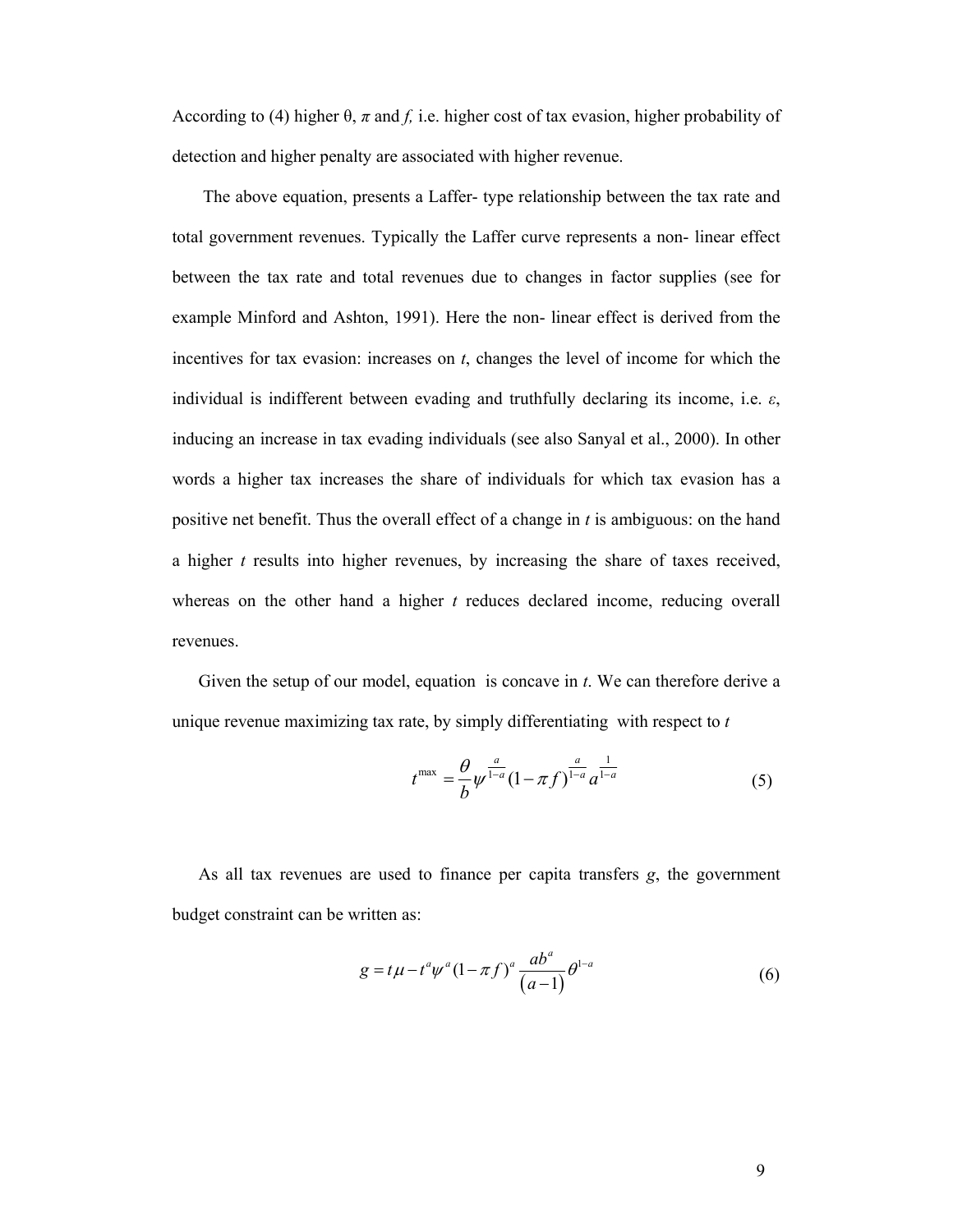According to (4) higher θ, $\pi$ and *f*, i.e. higher cost of tax evasion, higher probability of detection and higher penalty are associated with higher revenue.

The above equation, presents a Laffer- type relationship between the tax rate and total government revenues. Typically the Laffer curve represents a non- linear effect between the tax rate and total revenues due to changes in factor supplies (see for example Minford and Ashton, 1991). Here the non- linear effect is derived from the incentives for tax evasion: increases on $t$, changes the level of income for which the individual is indifferent between evading and truthfully declaring its income, i.e. $\varepsilon$, inducing an increase in tax evading individuals (see also Sanyal et al., 2000). In other words a higher tax increases the share of individuals for which tax evasion has a positive net benefit. Thus the overall effect of a change in $t$ is ambiguous: on the hand a higher $t$ results into higher revenues, by increasing the share of taxes received, whereas on the other hand a higher $t$ reduces declared income, reducing overall revenues.

Given the setup of our model, equation  is concave in $t$. We can therefore derive a unique revenue maximizing tax rate, by simply differentiating  with respect to $t$

$$t^{\max} = \frac{\theta}{b} \psi^{\frac{a}{1-a}} (1 - \pi f)^{\frac{a}{1-a}} a^{\frac{1}{1-a}} \tag{5}$$

As all tax revenues are used to finance per capita transfers $g$, the government budget constraint can be written as:

$$g = t\mu - t^{a} \psi^{a} (1 - \pi f)^{a} \frac{ab^{a}}{(a-1)} \theta^{1-a} \tag{6}$$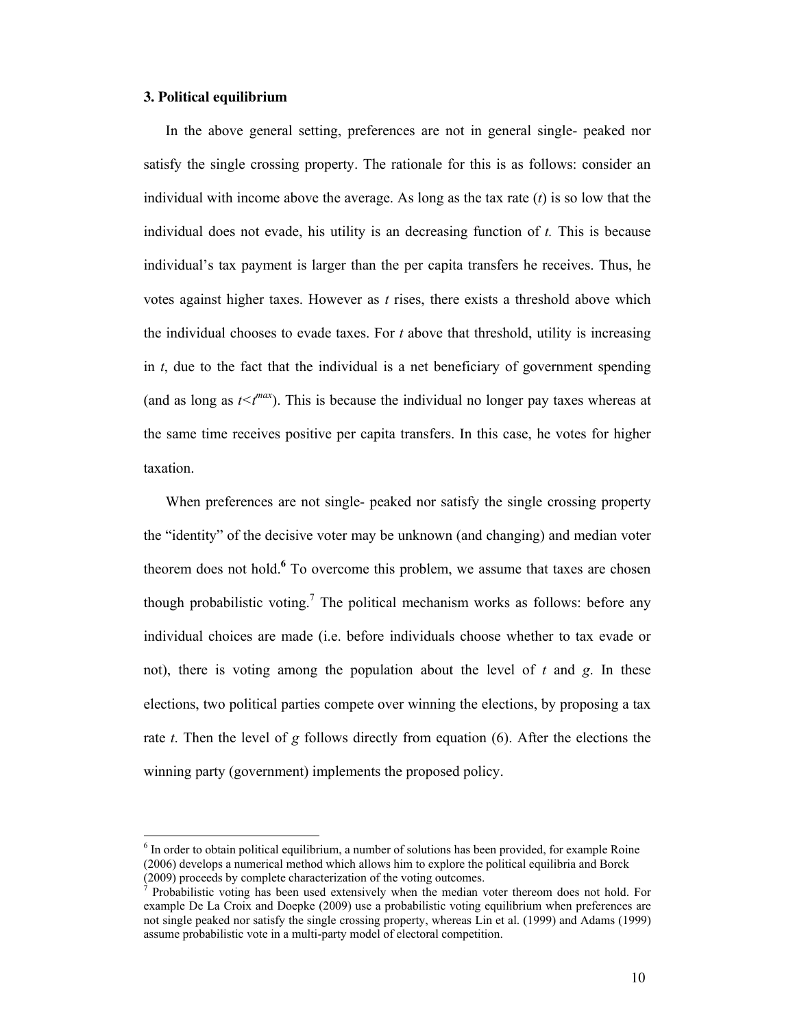## 3. Political equilibrium

In the above general setting, preferences are not in general single- peaked nor satisfy the single crossing property. The rationale for this is as follows: consider an individual with income above the average. As long as the tax rate ($t$) is so low that the individual does not evade, his utility is an decreasing function of $t$. This is because individual's tax payment is larger than the per capita transfers he receives. Thus, he votes against higher taxes. However as $t$ rises, there exists a threshold above which the individual chooses to evade taxes. For $t$ above that threshold, utility is increasing in $t$, due to the fact that the individual is a net beneficiary of government spending (and as long as $t<t^{max}$). This is because the individual no longer pay taxes whereas at the same time receives positive per capita transfers. In this case, he votes for higher taxation.

When preferences are not single- peaked nor satisfy the single crossing property the "identity" of the decisive voter may be unknown (and changing) and median voter theorem does not hold.[6] To overcome this problem, we assume that taxes are chosen though probabilistic voting.[7] The political mechanism works as follows: before any individual choices are made (i.e. before individuals choose whether to tax evade or not), there is voting among the population about the level of $t$ and $g$. In these elections, two political parties compete over winning the elections, by proposing a tax rate $t$. Then the level of $g$ follows directly from equation (6). After the elections the winning party (government) implements the proposed policy.

---

[6] In order to obtain political equilibrium, a number of solutions has been provided, for example Roine (2006) develops a numerical method which allows him to explore the political equilibria and Borck (2009) proceeds by complete characterization of the voting outcomes.

[7] Probabilistic voting has been used extensively when the median voter thereom does not hold. For example De La Croix and Doepke (2009) use a probabilistic voting equilibrium when preferences are not single peaked nor satisfy the single crossing property, whereas Lin et al. (1999) and Adams (1999) assume probabilistic vote in a multi-party model of electoral competition.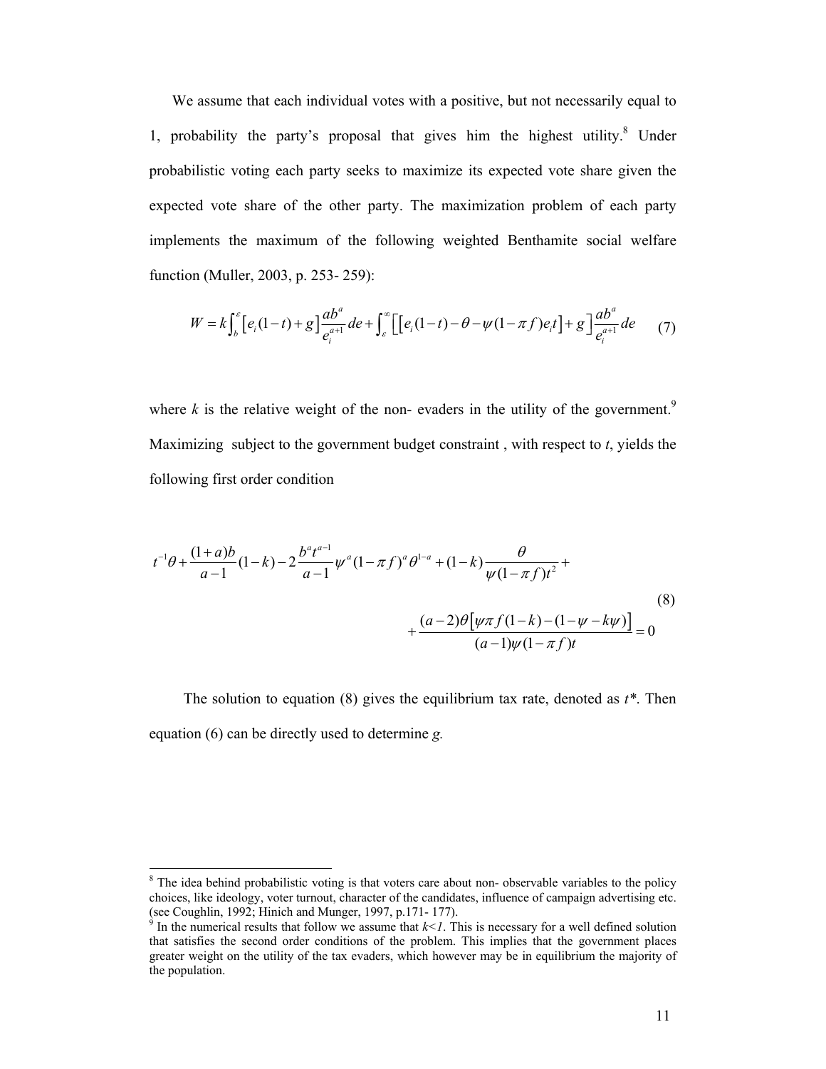We assume that each individual votes with a positive, but not necessarily equal to 1, probability the party's proposal that gives him the highest utility.[8] Under probabilistic voting each party seeks to maximize its expected vote share given the expected vote share of the other party. The maximization problem of each party implements the maximum of the following weighted Benthamite social welfare function (Muller, 2003, p. 253- 259):

$$W = k\int_{b}^{\varepsilon}\left[e_i(1-t)+g\right]\frac{ab^a}{e_i^{a+1}}de + \int_{\varepsilon}^{\infty}\left[\left[e_i(1-t)-\theta-\psi(1-\pi f)e_i t\right]+g\right]\frac{ab^a}{e_i^{a+1}}de \qquad (7)$$

where $k$ is the relative weight of the non- evaders in the utility of the government.[9] Maximizing subject to the government budget constraint , with respect to $t$, yields the following first order condition

$$t^{-1}\theta + \frac{(1+a)b}{a-1}(1-k) - 2\frac{b^a t^{a-1}}{a-1}\psi^a(1-\pi f)^a\theta^{1-a} + (1-k)\frac{\theta}{\psi(1-\pi f)t^2} +$$
$$+\frac{(a-2)\theta\left[\psi\pi f(1-k)-(1-\psi-k\psi)\right]}{(a-1)\psi(1-\pi f)t} = 0 \qquad (8)$$

The solution to equation (8) gives the equilibrium tax rate, denoted as $t^*$. Then equation (6) can be directly used to determine $g$.

---

[8] The idea behind probabilistic voting is that voters care about non- observable variables to the policy choices, like ideology, voter turnout, character of the candidates, influence of campaign advertising etc. (see Coughlin, 1992; Hinich and Munger, 1997, p.171- 177).

[9] In the numerical results that follow we assume that $k<1$. This is necessary for a well defined solution that satisfies the second order conditions of the problem. This implies that the government places greater weight on the utility of the tax evaders, which however may be in equilibrium the majority of the population.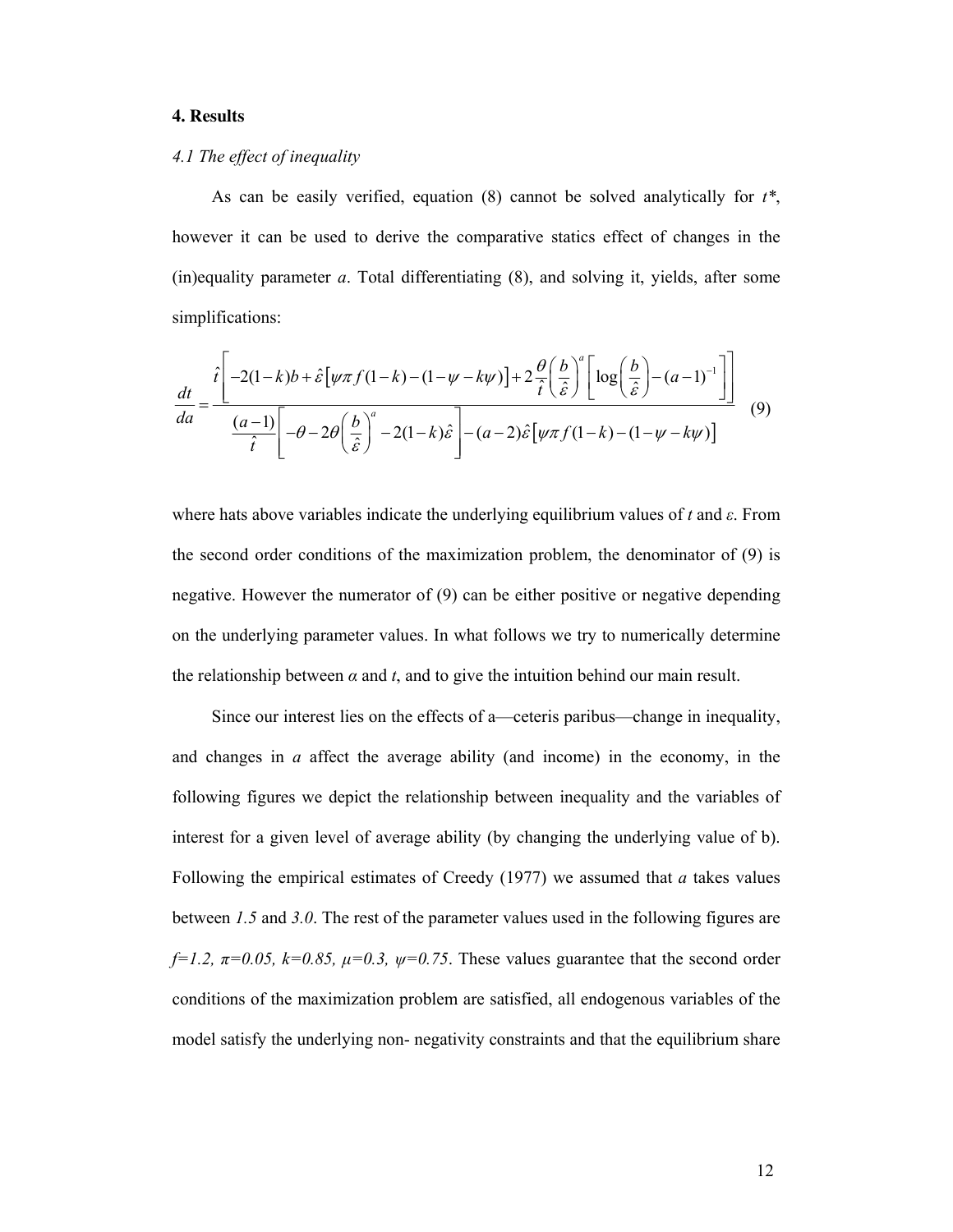## 4. Results

### *4.1 The effect of inequality*

As can be easily verified, equation (8) cannot be solved analytically for $t^*$, however it can be used to derive the comparative statics effect of changes in the (in)equality parameter $a$. Total differentiating (8), and solving it, yields, after some simplifications:

$$\frac{dt}{da} = \frac{\hat{t}\left[-2(1-k)b + \hat{\varepsilon}\left[\psi\pi f(1-k) - (1-\psi-k\psi)\right] + 2\frac{\theta}{\hat{t}}\left(\frac{b}{\hat{\varepsilon}}\right)^{a}\left[\log\left(\frac{b}{\hat{\varepsilon}}\right) - (a-1)^{-1}\right]\right]}{\frac{(a-1)}{\hat{t}}\left[-\theta - 2\theta\left(\frac{b}{\hat{\varepsilon}}\right)^{a} - 2(1-k)\hat{\varepsilon}\right] - (a-2)\hat{\varepsilon}\left[\psi\pi f(1-k) - (1-\psi-k\psi)\right]} \quad (9)$$

where hats above variables indicate the underlying equilibrium values of $t$ and $\varepsilon$. From the second order conditions of the maximization problem, the denominator of (9) is negative. However the numerator of (9) can be either positive or negative depending on the underlying parameter values. In what follows we try to numerically determine the relationship between $\alpha$ and $t$, and to give the intuition behind our main result.

Since our interest lies on the effects of a—ceteris paribus—change in inequality, and changes in $a$ affect the average ability (and income) in the economy, in the following figures we depict the relationship between inequality and the variables of interest for a given level of average ability (by changing the underlying value of b). Following the empirical estimates of Creedy (1977) we assumed that $a$ takes values between *1.5* and *3.0*. The rest of the parameter values used in the following figures are $f=1.2$, $\pi=0.05$, $k=0.85$, $\mu=0.3$, $\psi=0.75$. These values guarantee that the second order conditions of the maximization problem are satisfied, all endogenous variables of the model satisfy the underlying non- negativity constraints and that the equilibrium share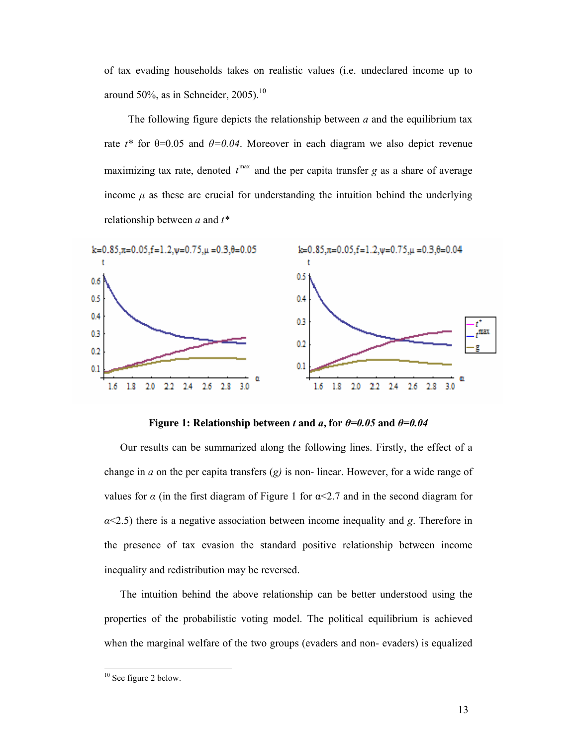of tax evading households takes on realistic values (i.e. undeclared income up to around 50%, as in Schneider, 2005).[10]

The following figure depicts the relationship between $a$ and the equilibrium tax rate $t^*$ for $\theta$=0.05 and $\theta=0.04$. Moreover in each diagram we also depict revenue maximizing tax rate, denoted $t^{\max}$ and the per capita transfer $g$ as a share of average income $\mu$ as these are crucial for understanding the intuition behind the underlying relationship between $a$ and $t^*$

**Figure 1: Relationship between $t$ and $a$, for $\theta=0.05$ and $\theta=0.04$**

Our results can be summarized along the following lines. Firstly, the effect of a change in $a$ on the per capita transfers ($g$) is non- linear. However, for a wide range of values for $\alpha$ (in the first diagram of Figure 1 for $\alpha$<2.7 and in the second diagram for $\alpha$<2.5) there is a negative association between income inequality and $g$. Therefore in the presence of tax evasion the standard positive relationship between income inequality and redistribution may be reversed.

The intuition behind the above relationship can be better understood using the properties of the probabilistic voting model. The political equilibrium is achieved when the marginal welfare of the two groups (evaders and non- evaders) is equalized

[10] See figure 2 below.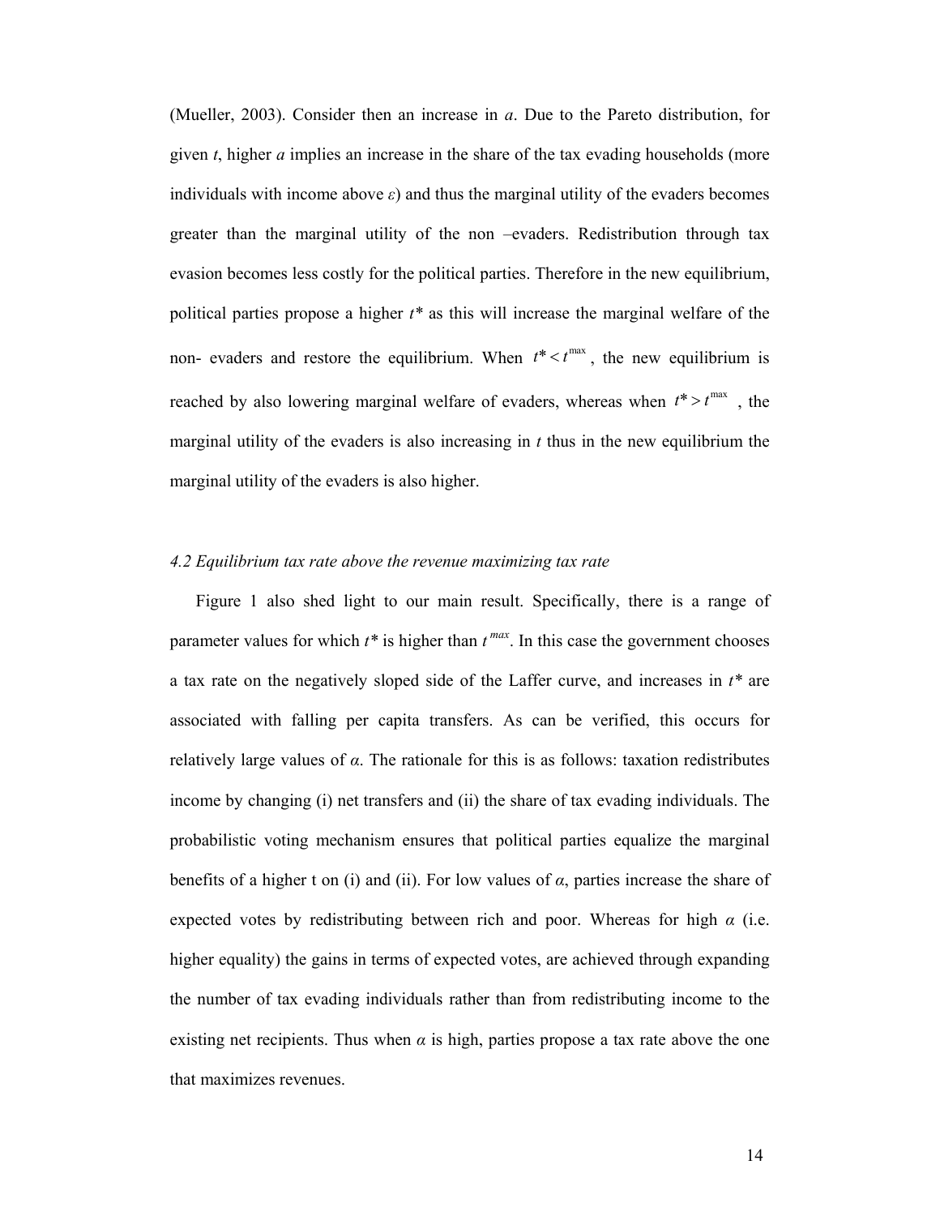(Mueller, 2003). Consider then an increase in $a$. Due to the Pareto distribution, for given $t$, higher $a$ implies an increase in the share of the tax evading households (more individuals with income above $\varepsilon$) and thus the marginal utility of the evaders becomes greater than the marginal utility of the non –evaders. Redistribution through tax evasion becomes less costly for the political parties. Therefore in the new equilibrium, political parties propose a higher $t^*$ as this will increase the marginal welfare of the non- evaders and restore the equilibrium. When $t^* < t^{\max}$ , the new equilibrium is reached by also lowering marginal welfare of evaders, whereas when $t^* > t^{\max}$ , the marginal utility of the evaders is also increasing in $t$ thus in the new equilibrium the marginal utility of the evaders is also higher.

### *4.2 Equilibrium tax rate above the revenue maximizing tax rate*

Figure 1 also shed light to our main result. Specifically, there is a range of parameter values for which $t^*$ is higher than $t^{max}$. In this case the government chooses a tax rate on the negatively sloped side of the Laffer curve, and increases in $t^*$ are associated with falling per capita transfers. As can be verified, this occurs for relatively large values of $\alpha$. The rationale for this is as follows: taxation redistributes income by changing (i) net transfers and (ii) the share of tax evading individuals. The probabilistic voting mechanism ensures that political parties equalize the marginal benefits of a higher t on (i) and (ii). For low values of $\alpha$, parties increase the share of expected votes by redistributing between rich and poor. Whereas for high $\alpha$ (i.e. higher equality) the gains in terms of expected votes, are achieved through expanding the number of tax evading individuals rather than from redistributing income to the existing net recipients. Thus when $\alpha$ is high, parties propose a tax rate above the one that maximizes revenues.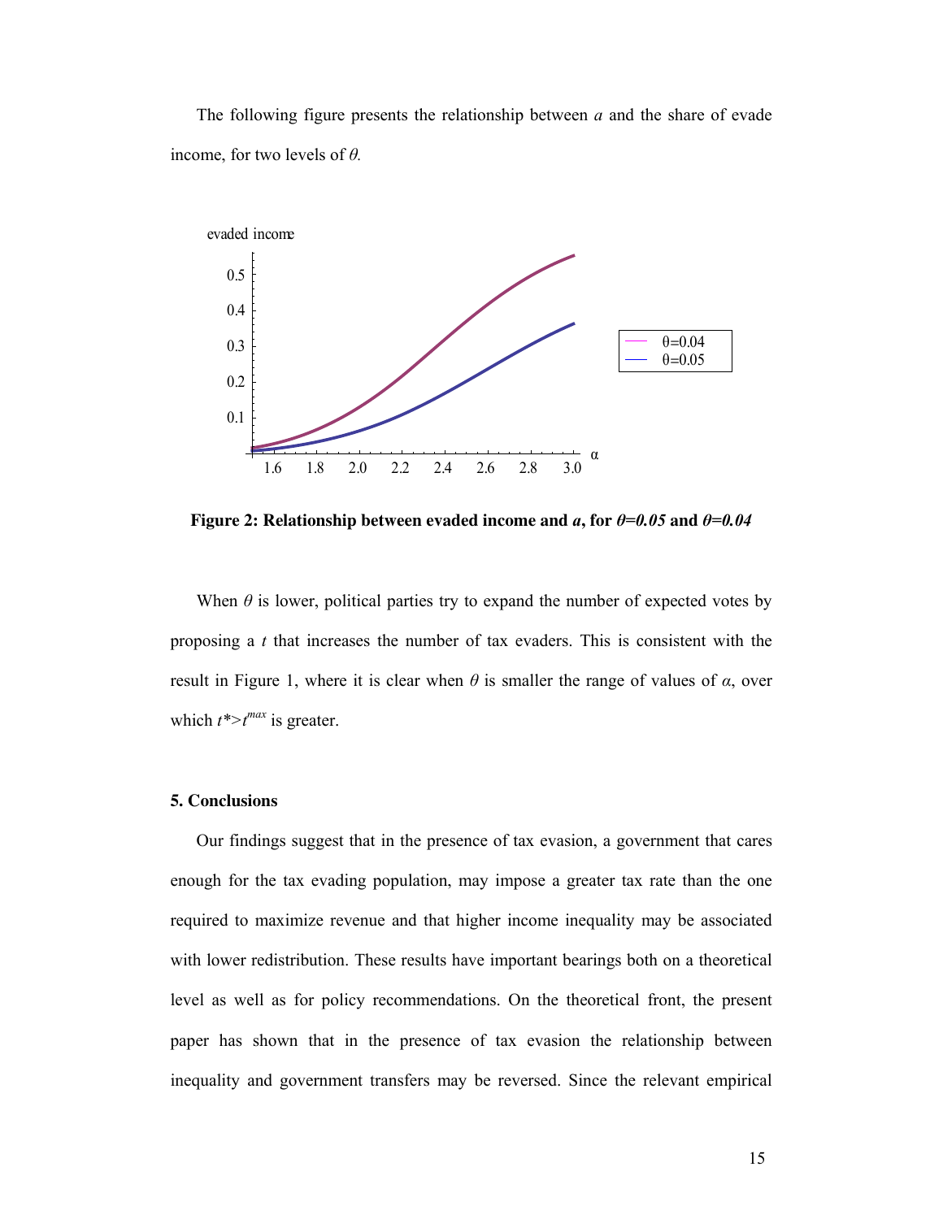The following figure presents the relationship between $a$ and the share of evade income, for two levels of $\theta$.

**Figure 2: Relationship between evaded income and $a$, for $\theta$=0.05 and $\theta$=0.04**

When $\theta$ is lower, political parties try to expand the number of expected votes by proposing a $t$ that increases the number of tax evaders. This is consistent with the result in Figure 1, where it is clear when $\theta$ is smaller the range of values of $\alpha$, over which $t^* > t^{max}$ is greater.

## 5. Conclusions

Our findings suggest that in the presence of tax evasion, a government that cares enough for the tax evading population, may impose a greater tax rate than the one required to maximize revenue and that higher income inequality may be associated with lower redistribution. These results have important bearings both on a theoretical level as well as for policy recommendations. On the theoretical front, the present paper has shown that in the presence of tax evasion the relationship between inequality and government transfers may be reversed. Since the relevant empirical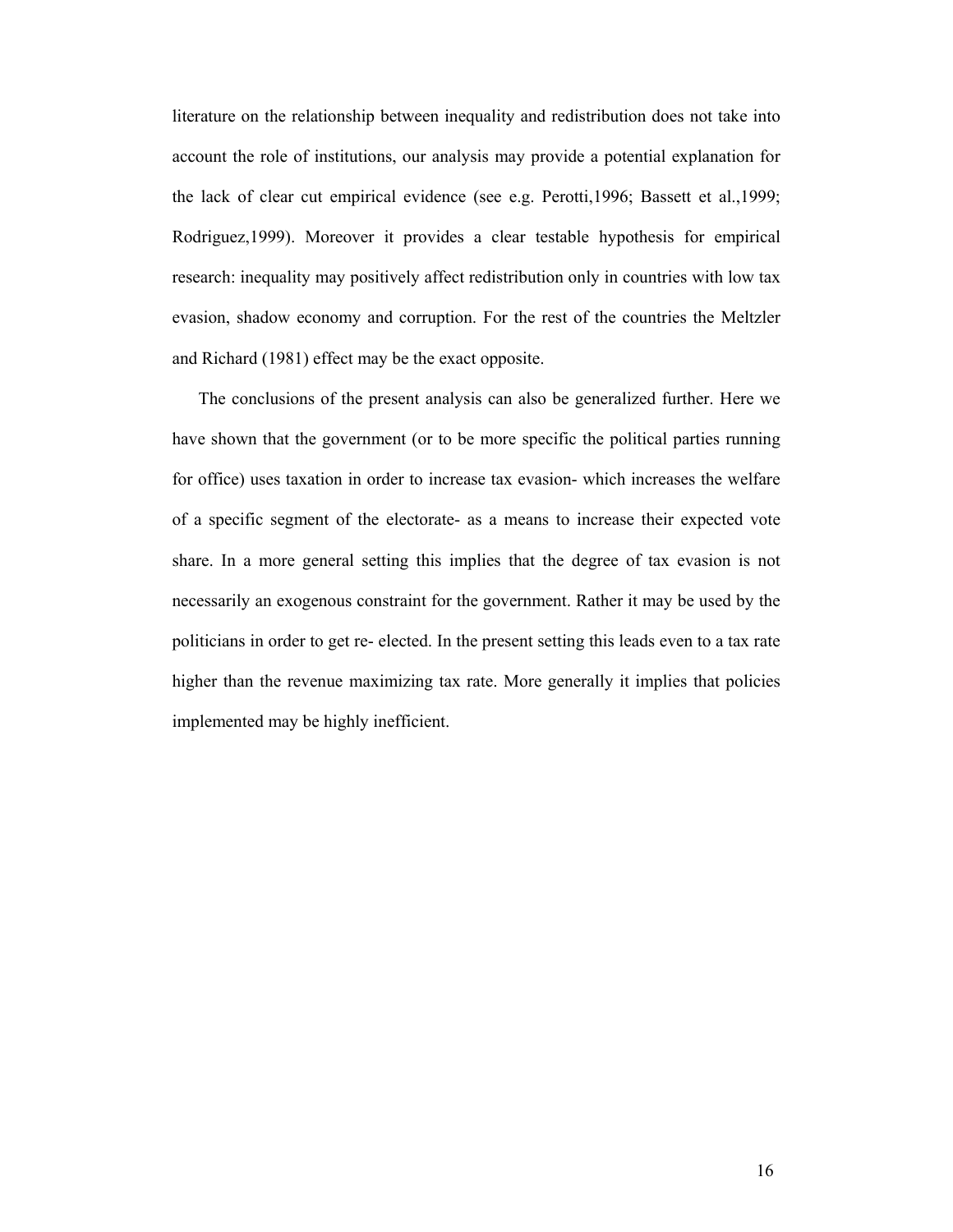literature on the relationship between inequality and redistribution does not take into account the role of institutions, our analysis may provide a potential explanation for the lack of clear cut empirical evidence (see e.g. Perotti,1996; Bassett et al.,1999; Rodriguez,1999). Moreover it provides a clear testable hypothesis for empirical research: inequality may positively affect redistribution only in countries with low tax evasion, shadow economy and corruption. For the rest of the countries the Meltzler and Richard (1981) effect may be the exact opposite.

The conclusions of the present analysis can also be generalized further. Here we have shown that the government (or to be more specific the political parties running for office) uses taxation in order to increase tax evasion- which increases the welfare of a specific segment of the electorate- as a means to increase their expected vote share. In a more general setting this implies that the degree of tax evasion is not necessarily an exogenous constraint for the government. Rather it may be used by the politicians in order to get re- elected. In the present setting this leads even to a tax rate higher than the revenue maximizing tax rate. More generally it implies that policies implemented may be highly inefficient.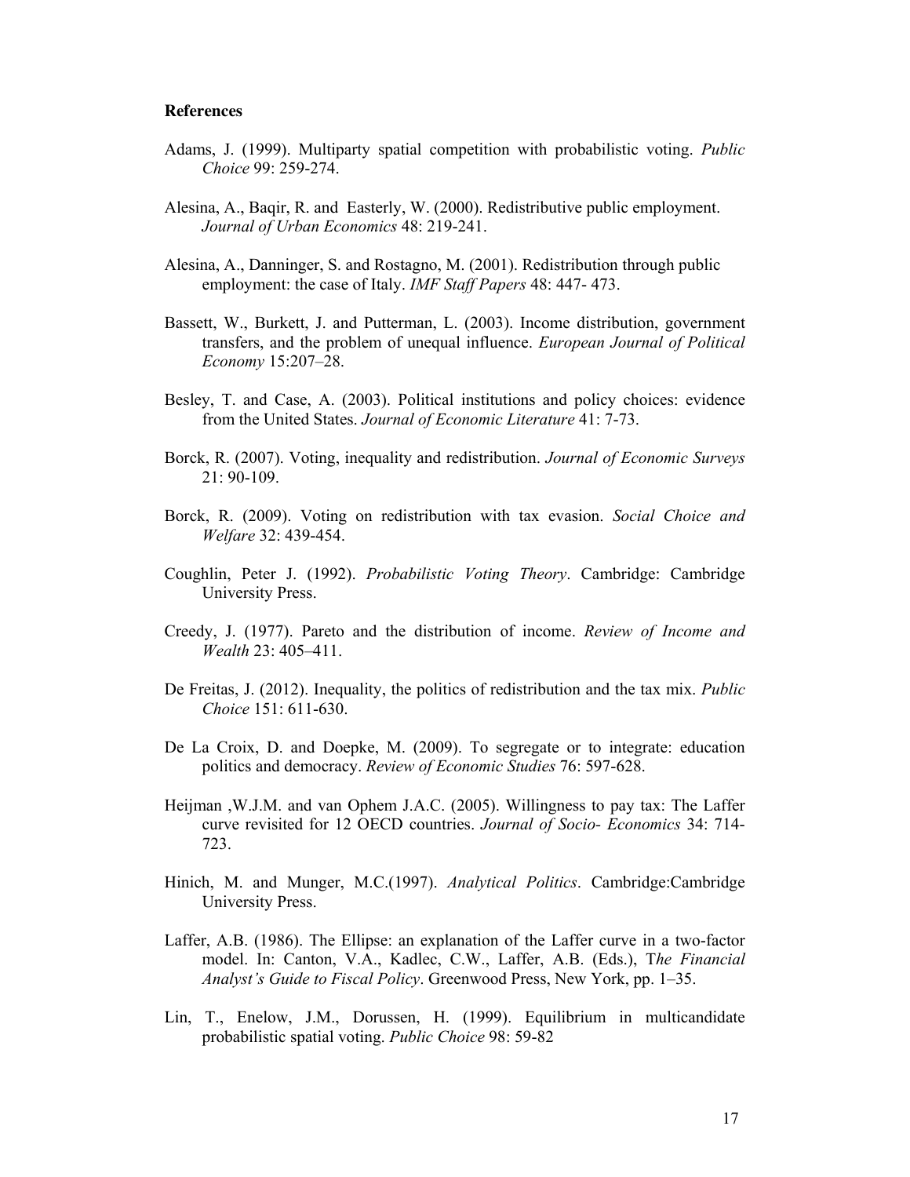**References**

Adams, J. (1999). Multiparty spatial competition with probabilistic voting. *Public Choice* 99: 259-274.

Alesina, A., Baqir, R. and Easterly, W. (2000). Redistributive public employment. *Journal of Urban Economics* 48: 219-241.

Alesina, A., Danninger, S. and Rostagno, M. (2001). Redistribution through public employment: the case of Italy. *IMF Staff Papers* 48: 447- 473.

Bassett, W., Burkett, J. and Putterman, L. (2003). Income distribution, government transfers, and the problem of unequal influence. *European Journal of Political Economy* 15:207–28.

Besley, T. and Case, A. (2003). Political institutions and policy choices: evidence from the United States. *Journal of Economic Literature* 41: 7-73.

Borck, R. (2007). Voting, inequality and redistribution. *Journal of Economic Surveys* 21: 90-109.

Borck, R. (2009). Voting on redistribution with tax evasion. *Social Choice and Welfare* 32: 439-454.

Coughlin, Peter J. (1992). *Probabilistic Voting Theory*. Cambridge: Cambridge University Press.

Creedy, J. (1977). Pareto and the distribution of income. *Review of Income and Wealth* 23: 405–411.

De Freitas, J. (2012). Inequality, the politics of redistribution and the tax mix. *Public Choice* 151: 611-630.

De La Croix, D. and Doepke, M. (2009). To segregate or to integrate: education politics and democracy. *Review of Economic Studies* 76: 597-628.

Heijman ,W.J.M. and van Ophem J.A.C. (2005). Willingness to pay tax: The Laffer curve revisited for 12 OECD countries. *Journal of Socio- Economics* 34: 714-723.

Hinich, M. and Munger, M.C.(1997). *Analytical Politics*. Cambridge:Cambridge University Press.

Laffer, A.B. (1986). The Ellipse: an explanation of the Laffer curve in a two-factor model. In: Canton, V.A., Kadlec, C.W., Laffer, A.B. (Eds.), T*he Financial Analyst's Guide to Fiscal Policy*. Greenwood Press, New York, pp. 1–35.

Lin, T., Enelow, J.M., Dorussen, H. (1999). Equilibrium in multicandidate probabilistic spatial voting. *Public Choice* 98: 59-82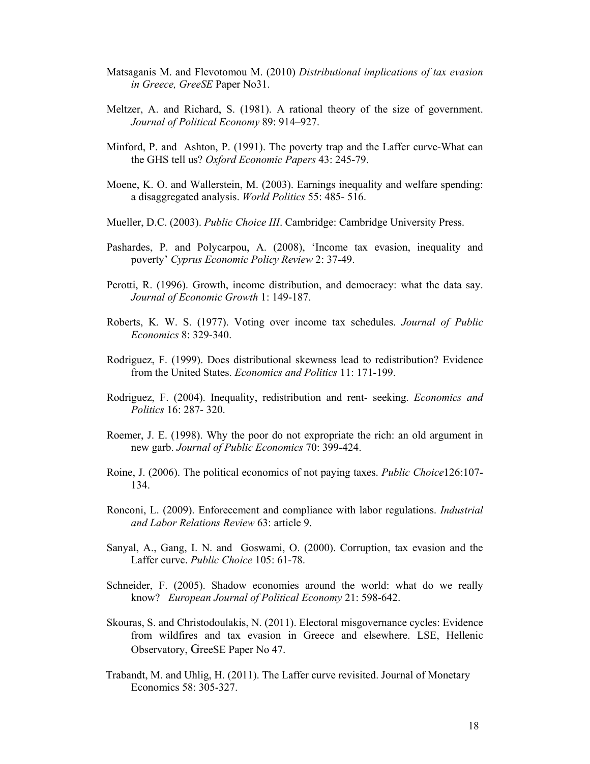Matsaganis M. and Flevotomou M. (2010) *Distributional implications of tax evasion in Greece, GreeSE* Paper No31.

Meltzer, A. and Richard, S. (1981). A rational theory of the size of government. *Journal of Political Economy* 89: 914–927.

Minford, P. and Ashton, P. (1991). The poverty trap and the Laffer curve-What can the GHS tell us? *Oxford Economic Papers* 43: 245-79.

Moene, K. O. and Wallerstein, M. (2003). Earnings inequality and welfare spending: a disaggregated analysis. *World Politics* 55: 485- 516.

Mueller, D.C. (2003). *Public Choice III*. Cambridge: Cambridge University Press.

Pashardes, P. and Polycarpou, A. (2008), 'Income tax evasion, inequality and poverty' *Cyprus Economic Policy Review* 2: 37-49.

Perotti, R. (1996). Growth, income distribution, and democracy: what the data say. *Journal of Economic Growth* 1: 149-187.

Roberts, K. W. S. (1977). Voting over income tax schedules. *Journal of Public Economics* 8: 329-340.

Rodriguez, F. (1999). Does distributional skewness lead to redistribution? Evidence from the United States. *Economics and Politics* 11: 171-199.

Rodriguez, F. (2004). Inequality, redistribution and rent- seeking. *Economics and Politics* 16: 287- 320.

Roemer, J. E. (1998). Why the poor do not expropriate the rich: an old argument in new garb. *Journal of Public Economics* 70: 399-424.

Roine, J. (2006). The political economics of not paying taxes. *Public Choice*126:107-134.

Ronconi, L. (2009). Enforecement and compliance with labor regulations. *Industrial and Labor Relations Review* 63: article 9.

Sanyal, A., Gang, I. N. and Goswami, O. (2000). Corruption, tax evasion and the Laffer curve. *Public Choice* 105: 61-78.

Schneider, F. (2005). Shadow economies around the world: what do we really know? *European Journal of Political Economy* 21: 598-642.

Skouras, S. and Christodoulakis, N. (2011). Electoral misgovernance cycles: Evidence from wildfires and tax evasion in Greece and elsewhere. LSE, Hellenic Observatory, GreeSE Paper No 47.

Trabandt, M. and Uhlig, H. (2011). The Laffer curve revisited. Journal of Monetary Economics 58: 305-327.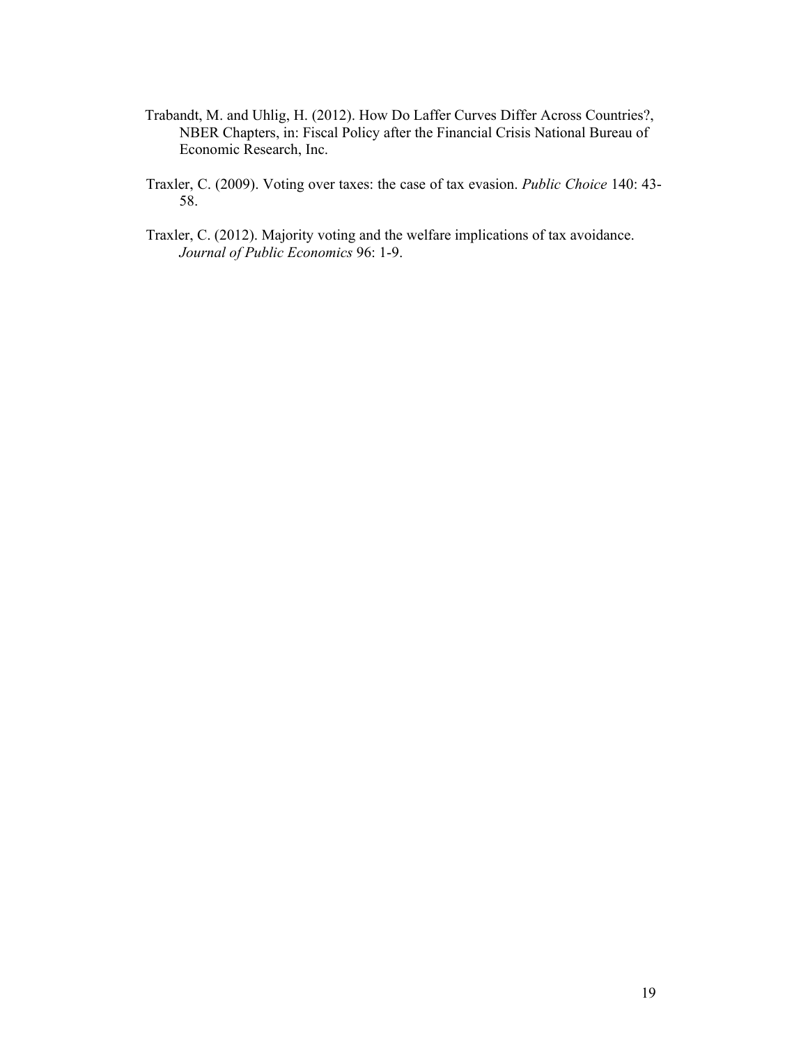Trabandt, M. and Uhlig, H. (2012). How Do Laffer Curves Differ Across Countries?, NBER Chapters, in: Fiscal Policy after the Financial Crisis National Bureau of Economic Research, Inc.

Traxler, C. (2009). Voting over taxes: the case of tax evasion. *Public Choice* 140: 43-58.

Traxler, C. (2012). Majority voting and the welfare implications of tax avoidance. *Journal of Public Economics* 96: 1-9.